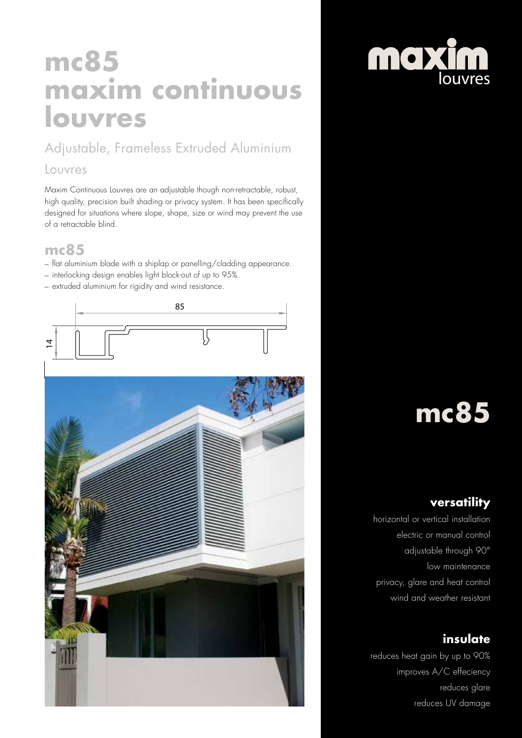# mc85 maxim continuous louvres

## Adjustable, Frameless Extruded Aluminium Louvres

Maxim Continuous Louvres are an adjustable though non-retractable, robust, high quality, precision built shading or privacy system. It has been specifically designed for situations where slope, shape, size or wind may prevent the use of a retractable blind.

## mc85

– flat aluminium blade with a shiplap or panelling/cladding appearance.
– interlocking design enables light block-out of up to 95%.
– extruded aluminium for rigidity and wind resistance.

85

14

maxim louvres

# mc85

### versatility

horizontal or vertical installation
electric or manual control
adjustable through 90°
low maintenance
privacy, glare and heat control
wind and weather resistant

### insulate

reduces heat gain by up to 90%
improves A/C effeciency
reduces glare
reduces UV damage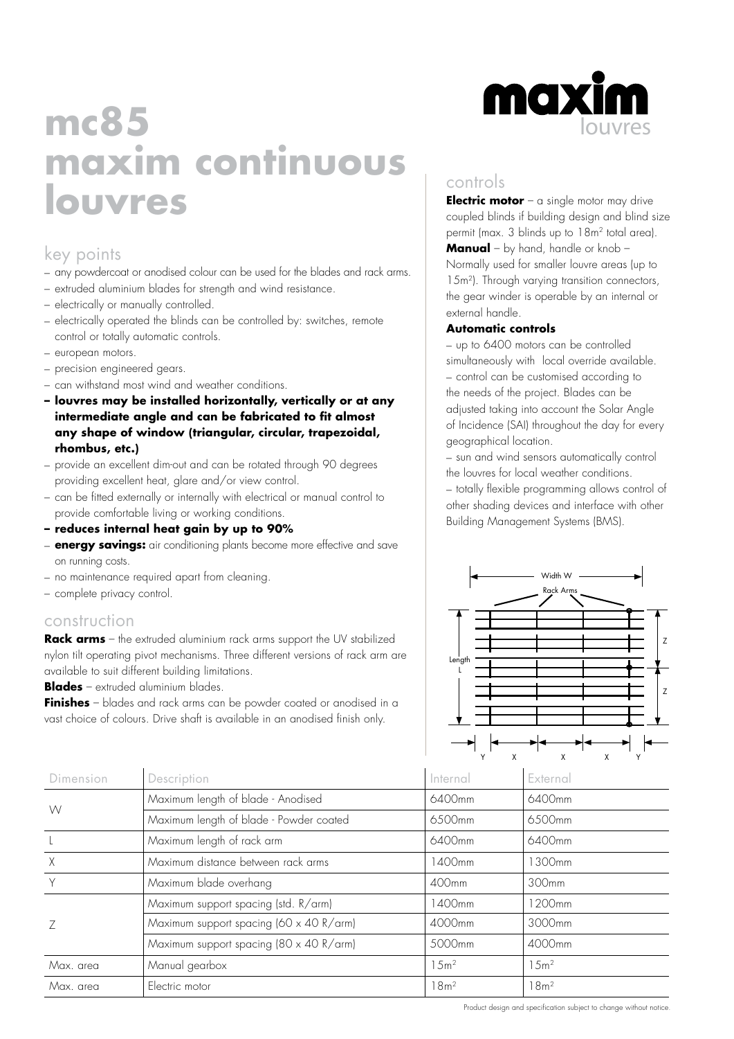# mc85 maxim continuous louvres

maxim louvres

## key points

– any powdercoat or anodised colour can be used for the blades and rack arms.
– extruded aluminium blades for strength and wind resistance.
– electrically or manually controlled.
– electrically operated the blinds can be controlled by: switches, remote control or totally automatic controls.
– european motors.
– precision engineered gears.
– can withstand most wind and weather conditions.
**– louvres may be installed horizontally, vertically or at any intermediate angle and can be fabricated to fit almost any shape of window (triangular, circular, trapezoidal, rhombus, etc.)**
– provide an excellent dim-out and can be rotated through 90 degrees providing excellent heat, glare and/or view control.
– can be fitted externally or internally with electrical or manual control to provide comfortable living or working conditions.
**– reduces internal heat gain by up to 90%**
– **energy savings:** air conditioning plants become more effective and save on running costs.
– no maintenance required apart from cleaning.
– complete privacy control.

## construction

**Rack arms** – the extruded aluminium rack arms support the UV stabilized nylon tilt operating pivot mechanisms. Three different versions of rack arm are available to suit different building limitations.

**Blades** – extruded aluminium blades.

**Finishes** – blades and rack arms can be powder coated or anodised in a vast choice of colours. Drive shaft is available in an anodised finish only.

## controls

**Electric motor** – a single motor may drive coupled blinds if building design and blind size permit (max. 3 blinds up to 18m² total area).

**Manual** – by hand, handle or knob – Normally used for smaller louvre areas (up to 15m²). Through varying transition connectors, the gear winder is operable by an internal or external handle.

**Automatic controls**

– up to 6400 motors can be controlled simultaneously with local override available.
– control can be customised according to the needs of the project. Blades can be adjusted taking into account the Solar Angle of Incidence (SAI) throughout the day for every geographical location.
– sun and wind sensors automatically control the louvres for local weather conditions.
– totally flexible programming allows control of other shading devices and interface with other Building Management Systems (BMS).

Width W
Rack Arms
Length L
Z
Z
Y X X X Y

| Dimension | Description | Internal | External |
| --- | --- | --- | --- |
| W | Maximum length of blade - Anodised | 6400mm | 6400mm |
| | Maximum length of blade - Powder coated | 6500mm | 6500mm |
| L | Maximum length of rack arm | 6400mm | 6400mm |
| X | Maximum distance between rack arms | 1400mm | 1300mm |
| Y | Maximum blade overhang | 400mm | 300mm |
| Z | Maximum support spacing (std. R/arm) | 1400mm | 1200mm |
| | Maximum support spacing (60 x 40 R/arm) | 4000mm | 3000mm |
| | Maximum support spacing (80 x 40 R/arm) | 5000mm | 4000mm |
| Max. area | Manual gearbox | 15m² | 15m² |
| Max. area | Electric motor | 18m² | 18m² |

Product design and specification subject to change without notice.